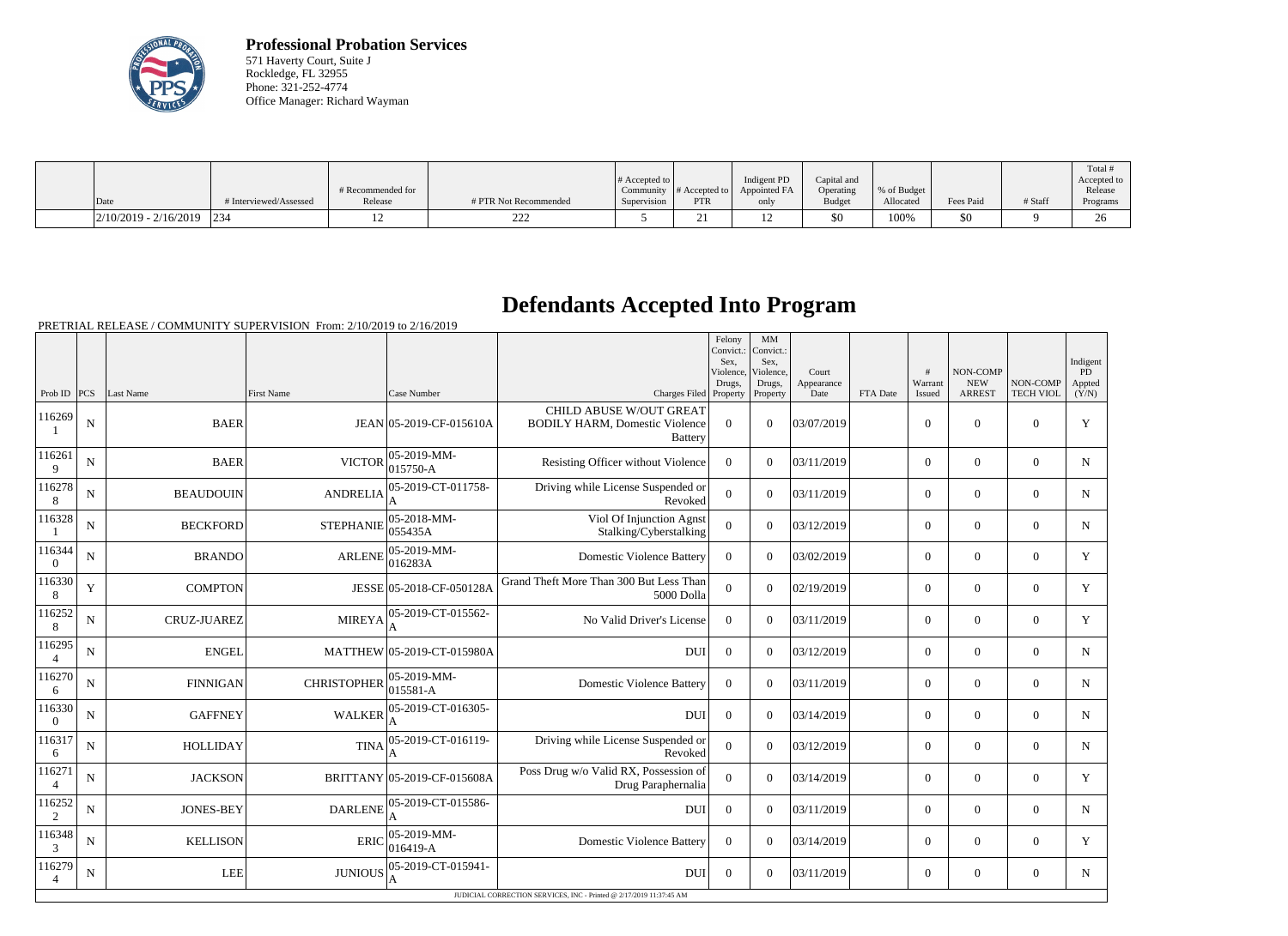**Professional Probation Services**
571 Haverty Court, Suite J
Rockledge, FL 32955
Phone: 321-252-4774
Office Manager: Richard Wayman

| Date | # Interviewed/Assessed | # Recommended for Release | # PTR Not Recommended | # Accepted to Community Supervision | # Accepted to PTR | Indigent PD Appointed FA only | Capital and Operating Budget | % of Budget Allocated | Fees Paid | # Staff | Total # Accepted to Release Programs |
|---|---|---|---|---|---|---|---|---|---|---|---|
| 2/10/2019 - 2/16/2019 | 234 | 12 | 222 | 5 | 21 | 12 | $0 | 100% | $0 | 9 | 26 |

# Defendants Accepted Into Program

PRETRIAL RELEASE / COMMUNITY SUPERVISION From: 2/10/2019 to 2/16/2019

| Prob ID | PCS | Last Name | First Name | Case Number | Charges Filed | Felony Convict.: Sex, Violence, Drugs, Property | MM Convict.: Sex, Violence, Drugs, Property | Court Appearance Date | FTA Date | # Warrant Issued | NON-COMP NEW ARREST | NON-COMP TECH VIOL | Indigent PD Appted (Y/N) |
|---|---|---|---|---|---|---|---|---|---|---|---|---|---|
| 1162691 | N | BAER | JEAN | 05-2019-CF-015610A | CHILD ABUSE W/OUT GREAT BODILY HARM, Domestic Violence Battery | 0 | 0 | 03/07/2019 | | 0 | 0 | 0 | Y |
| 1162619 | N | BAER | VICTOR | 05-2019-MM-015750-A | Resisting Officer without Violence | 0 | 0 | 03/11/2019 | | 0 | 0 | 0 | N |
| 1162788 | N | BEAUDOUIN | ANDRELIA | 05-2019-CT-011758-A | Driving while License Suspended or Revoked | 0 | 0 | 03/11/2019 | | 0 | 0 | 0 | N |
| 1163281 | N | BECKFORD | STEPHANIE | 05-2018-MM-055435A | Viol Of Injunction Agnst Stalking/Cyberstalking | 0 | 0 | 03/12/2019 | | 0 | 0 | 0 | N |
| 1163440 | N | BRANDO | ARLENE | 05-2019-MM-016283A | Domestic Violence Battery | 0 | 0 | 03/02/2019 | | 0 | 0 | 0 | Y |
| 1163308 | Y | COMPTON | JESSE | 05-2018-CF-050128A | Grand Theft More Than 300 But Less Than 5000 Dolla | 0 | 0 | 02/19/2019 | | 0 | 0 | 0 | Y |
| 1162528 | N | CRUZ-JUAREZ | MIREYA | 05-2019-CT-015562-A | No Valid Driver's License | 0 | 0 | 03/11/2019 | | 0 | 0 | 0 | Y |
| 1162954 | N | ENGEL | MATTHEW | 05-2019-CT-015980A | DUI | 0 | 0 | 03/12/2019 | | 0 | 0 | 0 | N |
| 1162706 | N | FINNIGAN | CHRISTOPHER | 05-2019-MM-015581-A | Domestic Violence Battery | 0 | 0 | 03/11/2019 | | 0 | 0 | 0 | N |
| 1163300 | N | GAFFNEY | WALKER | 05-2019-CT-016305-A | DUI | 0 | 0 | 03/14/2019 | | 0 | 0 | 0 | N |
| 1163176 | N | HOLLIDAY | TINA | 05-2019-CT-016119-A | Driving while License Suspended or Revoked | 0 | 0 | 03/12/2019 | | 0 | 0 | 0 | N |
| 1162714 | N | JACKSON | BRITTANY | 05-2019-CF-015608A | Poss Drug w/o Valid RX, Possession of Drug Paraphernalia | 0 | 0 | 03/14/2019 | | 0 | 0 | 0 | Y |
| 1162522 | N | JONES-BEY | DARLENE | 05-2019-CT-015586-A | DUI | 0 | 0 | 03/11/2019 | | 0 | 0 | 0 | N |
| 1163483 | N | KELLISON | ERIC | 05-2019-MM-016419-A | Domestic Violence Battery | 0 | 0 | 03/14/2019 | | 0 | 0 | 0 | Y |
| 1162794 | N | LEE | JUNIOUS | 05-2019-CT-015941-A | DUI | 0 | 0 | 03/11/2019 | | 0 | 0 | 0 | N |

JUDICIAL CORRECTION SERVICES, INC - Printed @ 2/17/2019 11:37:45 AM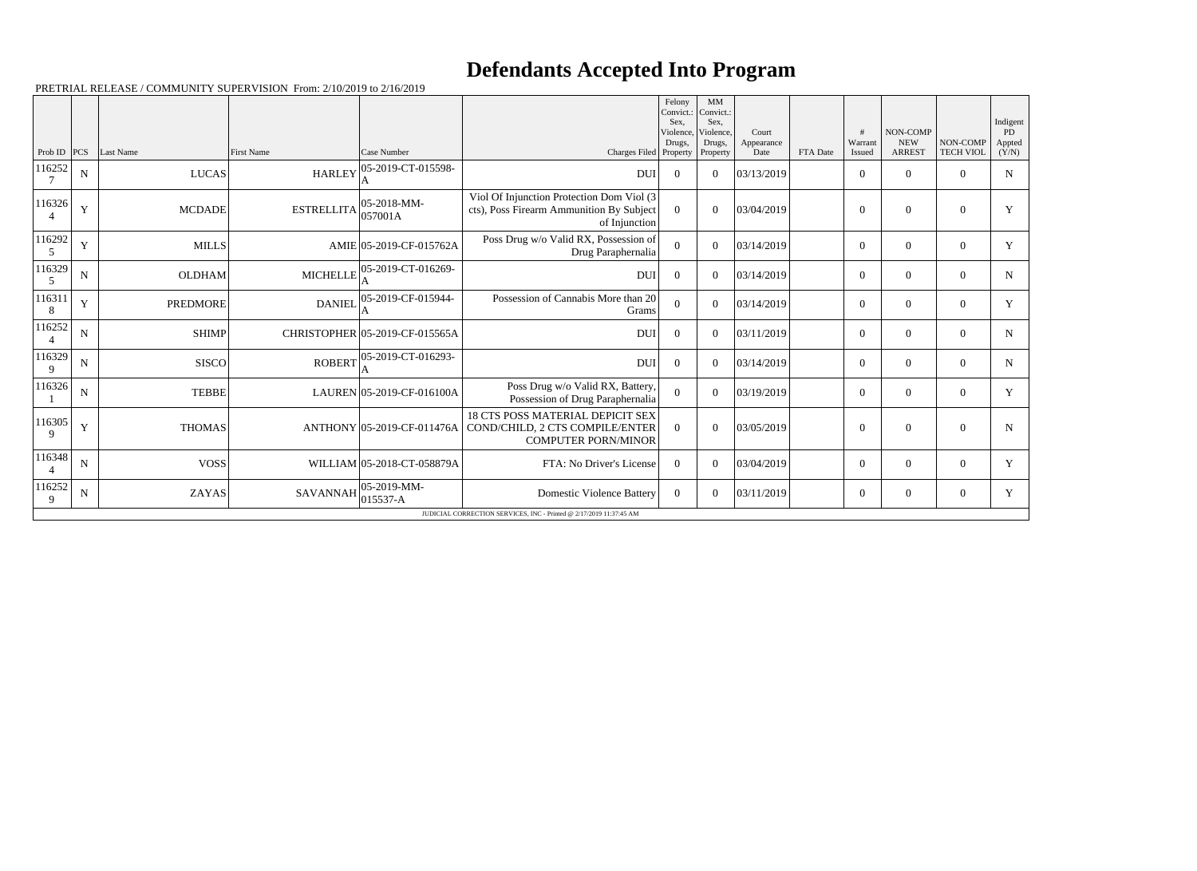# Defendants Accepted Into Program

PRETRIAL RELEASE / COMMUNITY SUPERVISION From: 2/10/2019 to 2/16/2019

| Prob ID | PCS | Last Name | First Name | Case Number | Charges Filed | Felony Convict.: Sex, Violence, Drugs, Property | MM Convict.: Sex, Violence, Drugs, Property | Court Appearance Date | FTA Date | # Warrant Issued | NON-COMP NEW ARREST | NON-COMP TECH VIOL | Indigent PD Appted (Y/N) |
|---|---|---|---|---|---|---|---|---|---|---|---|---|---|
| 1162527 | N | LUCAS | HARLEY | 05-2019-CT-015598-A | DUI | 0 | 0 | 03/13/2019 | | 0 | 0 | 0 | N |
| 1163264 | Y | MCDADE | ESTRELLITA | 05-2018-MM-057001A | Viol Of Injunction Protection Dom Viol (3 cts), Poss Firearm Ammunition By Subject of Injunction | 0 | 0 | 03/04/2019 | | 0 | 0 | 0 | Y |
| 1162925 | Y | MILLS | AMIE | 05-2019-CF-015762A | Poss Drug w/o Valid RX, Possession of Drug Paraphernalia | 0 | 0 | 03/14/2019 | | 0 | 0 | 0 | Y |
| 1163295 | N | OLDHAM | MICHELLE | 05-2019-CT-016269-A | DUI | 0 | 0 | 03/14/2019 | | 0 | 0 | 0 | N |
| 1163118 | Y | PREDMORE | DANIEL | 05-2019-CF-015944-A | Possession of Cannabis More than 20 Grams | 0 | 0 | 03/14/2019 | | 0 | 0 | 0 | Y |
| 1162524 | N | SHIMP | CHRISTOPHER | 05-2019-CF-015565A | DUI | 0 | 0 | 03/11/2019 | | 0 | 0 | 0 | N |
| 1163299 | N | SISCO | ROBERT | 05-2019-CT-016293-A | DUI | 0 | 0 | 03/14/2019 | | 0 | 0 | 0 | N |
| 1163261 | N | TEBBE | LAUREN | 05-2019-CF-016100A | Poss Drug w/o Valid RX, Battery, Possession of Drug Paraphernalia | 0 | 0 | 03/19/2019 | | 0 | 0 | 0 | Y |
| 1163059 | Y | THOMAS | ANTHONY | 05-2019-CF-011476A | 18 CTS POSS MATERIAL DEPICIT SEX COND/CHILD, 2 CTS COMPILE/ENTER COMPUTER PORN/MINOR | 0 | 0 | 03/05/2019 | | 0 | 0 | 0 | N |
| 1163484 | N | VOSS | WILLIAM | 05-2018-CT-058879A | FTA: No Driver's License | 0 | 0 | 03/04/2019 | | 0 | 0 | 0 | Y |
| 1162529 | N | ZAYAS | SAVANNAH | 05-2019-MM-015537-A | Domestic Violence Battery | 0 | 0 | 03/11/2019 | | 0 | 0 | 0 | Y |

JUDICIAL CORRECTION SERVICES, INC - Printed @ 2/17/2019 11:37:45 AM